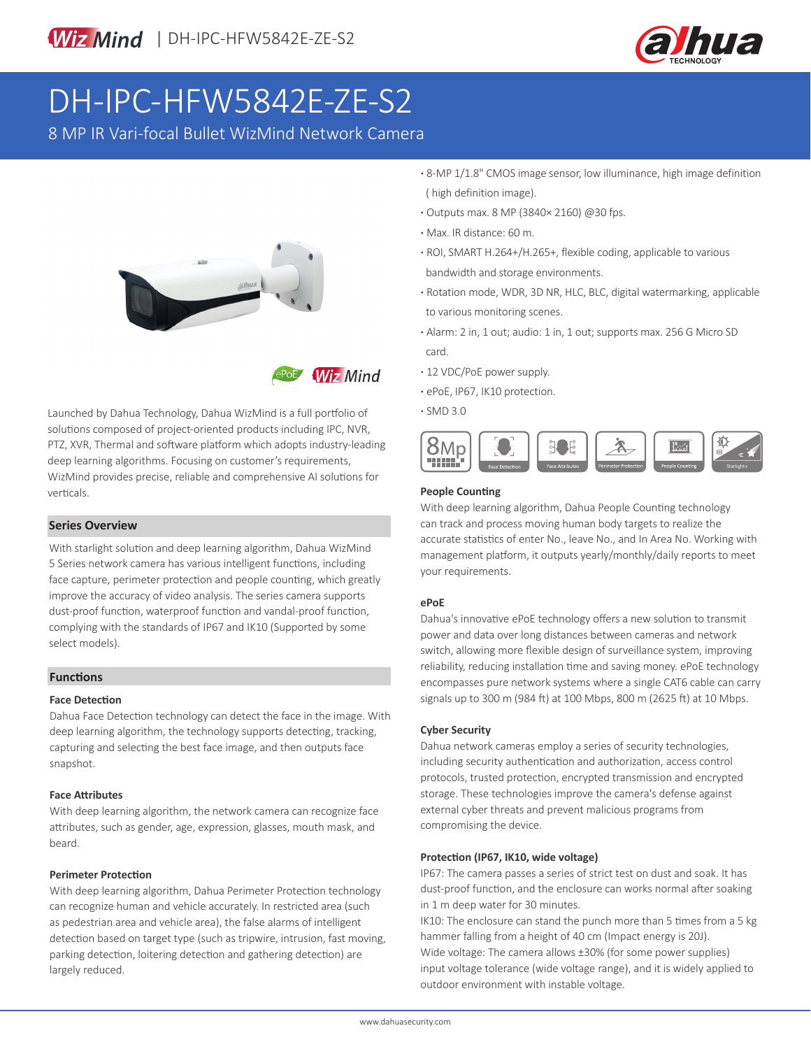# DH-IPC-HFW5842E-ZE-S2

8 MP IR Vari-focal Bullet WizMind Network Camera

- 8-MP 1/1.8" CMOS image sensor, low illuminance, high image definition ( high definition image).
- Outputs max. 8 MP (3840× 2160) @30 fps.
- Max. IR distance: 60 m.
- ROI, SMART H.264+/H.265+, flexible coding, applicable to various bandwidth and storage environments.
- Rotation mode, WDR, 3D NR, HLC, BLC, digital watermarking, applicable to various monitoring scenes.
- Alarm: 2 in, 1 out; audio: 1 in, 1 out; supports max. 256 G Micro SD card.
- 12 VDC/PoE power supply.
- ePoE, IP67, IK10 protection.
- SMD 3.0

Launched by Dahua Technology, Dahua WizMind is a full portfolio of solutions composed of project-oriented products including IPC, NVR, PTZ, XVR, Thermal and software platform which adopts industry-leading deep learning algorithms. Focusing on customer's requirements, WizMind provides precise, reliable and comprehensive AI solutions for verticals.

## Series Overview

With starlight solution and deep learning algorithm, Dahua WizMind 5 Series network camera has various intelligent functions, including face capture, perimeter protection and people counting, which greatly improve the accuracy of video analysis. The series camera supports dust-proof function, waterproof function and vandal-proof function, complying with the standards of IP67 and IK10 (Supported by some select models).

## Functions

### Face Detection

Dahua Face Detection technology can detect the face in the image. With deep learning algorithm, the technology supports detecting, tracking, capturing and selecting the best face image, and then outputs face snapshot.

### Face Attributes

With deep learning algorithm, the network camera can recognize face attributes, such as gender, age, expression, glasses, mouth mask, and beard.

### Perimeter Protection

With deep learning algorithm, Dahua Perimeter Protection technology can recognize human and vehicle accurately. In restricted area (such as pedestrian area and vehicle area), the false alarms of intelligent detection based on target type (such as tripwire, intrusion, fast moving, parking detection, loitering detection and gathering detection) are largely reduced.

### People Counting

With deep learning algorithm, Dahua People Counting technology can track and process moving human body targets to realize the accurate statistics of enter No., leave No., and In Area No. Working with management platform, it outputs yearly/monthly/daily reports to meet your requirements.

### ePoE

Dahua's innovative ePoE technology offers a new solution to transmit power and data over long distances between cameras and network switch, allowing more flexible design of surveillance system, improving reliability, reducing installation time and saving money. ePoE technology encompasses pure network systems where a single CAT6 cable can carry signals up to 300 m (984 ft) at 100 Mbps, 800 m (2625 ft) at 10 Mbps.

### Cyber Security

Dahua network cameras employ a series of security technologies, including security authentication and authorization, access control protocols, trusted protection, encrypted transmission and encrypted storage. These technologies improve the camera's defense against external cyber threats and prevent malicious programs from compromising the device.

### Protection (IP67, IK10, wide voltage)

IP67: The camera passes a series of strict test on dust and soak. It has dust-proof function, and the enclosure can works normal after soaking in 1 m deep water for 30 minutes.

IK10: The enclosure can stand the punch more than 5 times from a 5 kg hammer falling from a height of 40 cm (Impact energy is 20J).

Wide voltage: The camera allows ±30% (for some power supplies) input voltage tolerance (wide voltage range), and it is widely applied to outdoor environment with instable voltage.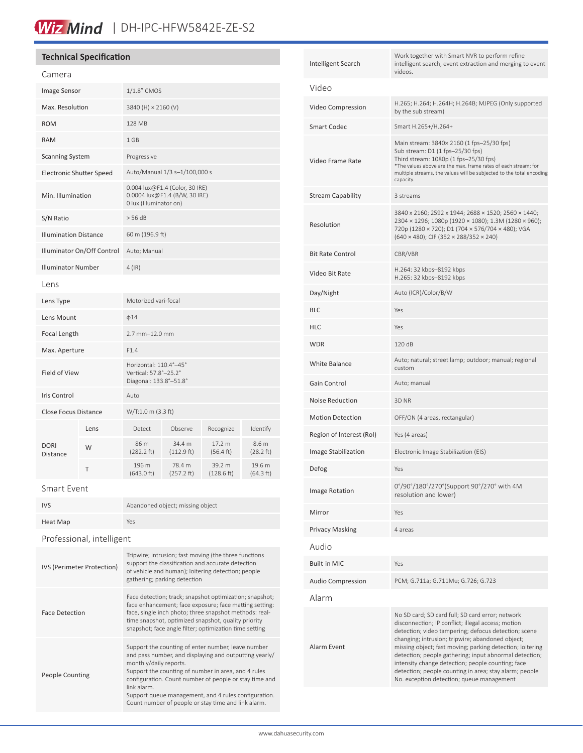## Technical Specification

### Camera

| | |
|---|---|
| Image Sensor | 1/1.8" CMOS |
| Max. Resolution | 3840 (H) × 2160 (V) |
| ROM | 128 MB |
| RAM | 1 GB |
| Scanning System | Progressive |
| Electronic Shutter Speed | Auto/Manual 1/3 s–1/100,000 s |
| Min. Illumination | 0.004 lux@F1.4 (Color, 30 IRE)<br>0.0004 lux@F1.4 (B/W, 30 IRE)<br>0 lux (Illuminator on) |
| S/N Ratio | > 56 dB |
| Illumination Distance | 60 m (196.9 ft) |
| Illuminator On/Off Control | Auto; Manual |
| Illuminator Number | 4 (IR) |

### Lens

| | |
|---|---|
| Lens Type | Motorized vari-focal |
| Lens Mount | ϕ14 |
| Focal Length | 2.7 mm–12.0 mm |
| Max. Aperture | F1.4 |
| Field of View | Horizontal: 110.4°–45°<br>Vertical: 57.8°–25.2°<br>Diagonal: 133.8°–51.8° |
| Iris Control | Auto |
| Close Focus Distance | W/T:1.0 m (3.3 ft) |

| DORI Distance | Lens | Detect | Observe | Recognize | Identify |
|---|---|---|---|---|---|
| | W | 86 m (282.2 ft) | 34.4 m (112.9 ft) | 17.2 m (56.4 ft) | 8.6 m (28.2 ft) |
| | T | 196 m (643.0 ft) | 78.4 m (257.2 ft) | 39.2 m (128.6 ft) | 19.6 m (64.3 ft) |

### Smart Event

| | |
|---|---|
| IVS | Abandoned object; missing object |
| Heat Map | Yes |

### Professional, intelligent

| | |
|---|---|
| IVS (Perimeter Protection) | Tripwire; intrusion; fast moving (the three functions support the classification and accurate detection of vehicle and human); loitering detection; people gathering; parking detection |
| Face Detection | Face detection; track; snapshot optimization; snapshot; face enhancement; face exposure; face matting setting: face, single inch photo; three snapshot methods: real-time snapshot, optimized snapshot, quality priority snapshot; face angle filter; optimization time setting |
| People Counting | Support the counting of enter number, leave number and pass number, and displaying and outputting yearly/monthly/daily reports.<br>Support the counting of number in area, and 4 rules configuration. Count number of people or stay time and link alarm.<br>Support queue management, and 4 rules configuration. Count number of people or stay time and link alarm. |
| Intelligent Search | Work together with Smart NVR to perform refine intelligent search, event extraction and merging to event videos. |

### Video

| | |
|---|---|
| Video Compression | H.265; H.264; H.264H; H.264B; MJPEG (Only supported by the sub stream) |
| Smart Codec | Smart H.265+/H.264+ |
| Video Frame Rate | Main stream: 3840× 2160 (1 fps–25/30 fps)<br>Sub stream: D1 (1 fps–25/30 fps)<br>Third stream: 1080p (1 fps–25/30 fps)<br>*The values above are the max. frame rates of each stream; for multiple streams, the values will be subjected to the total encoding capacity. |
| Stream Capability | 3 streams |
| Resolution | 3840 x 2160; 2592 x 1944; 2688 × 1520; 2560 × 1440; 2304 × 1296; 1080p (1920 × 1080); 1.3M (1280 × 960); 720p (1280 × 720); D1 (704 × 576/704 × 480); VGA (640 × 480); CIF (352 × 288/352 × 240) |
| Bit Rate Control | CBR/VBR |
| Video Bit Rate | H.264: 32 kbps–8192 kbps<br>H.265: 32 kbps–8192 kbps |
| Day/Night | Auto (ICR)/Color/B/W |
| BLC | Yes |
| HLC | Yes |
| WDR | 120 dB |
| White Balance | Auto; natural; street lamp; outdoor; manual; regional custom |
| Gain Control | Auto; manual |
| Noise Reduction | 3D NR |
| Motion Detection | OFF/ON (4 areas, rectangular) |
| Region of Interest (RoI) | Yes (4 areas) |
| Image Stabilization | Electronic Image Stabilization (EIS) |
| Defog | Yes |
| Image Rotation | 0°/90°/180°/270°(Support 90°/270° with 4M resolution and lower) |
| Mirror | Yes |
| Privacy Masking | 4 areas |

### Audio

| | |
|---|---|
| Built-in MIC | Yes |
| Audio Compression | PCM; G.711a; G.711Mu; G.726; G.723 |

### Alarm

| | |
|---|---|
| Alarm Event | No SD card; SD card full; SD card error; network disconnection; IP conflict; illegal access; motion detection; video tampering; defocus detection; scene changing; intrusion; tripwire; abandoned object; missing object; fast moving; parking detection; loitering detection; people gathering; input abnormal detection; intensity change detection; people counting; face detection; people counting in area; stay alarm; people No. exception detection; queue management |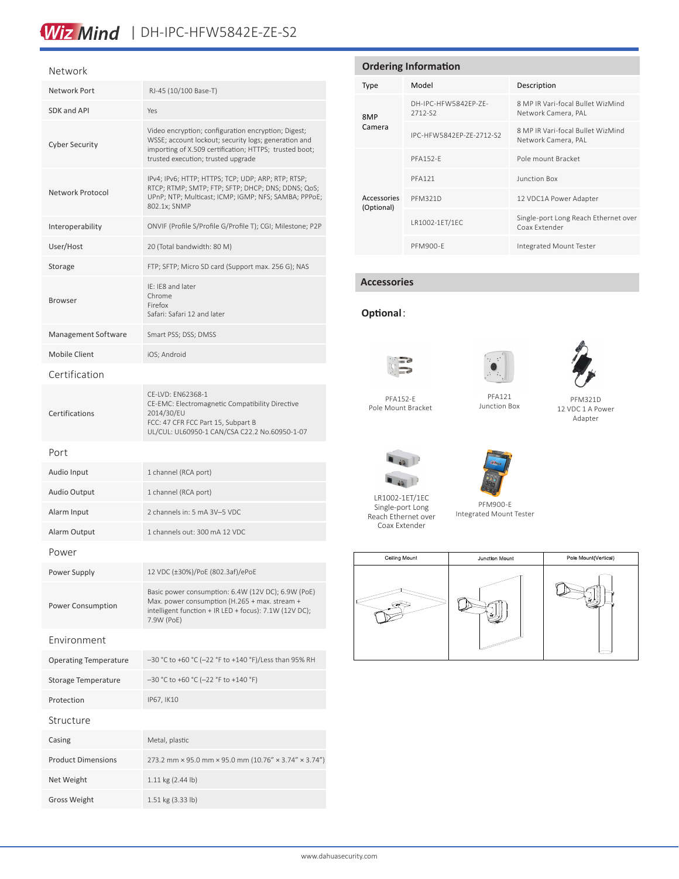## Network

| | |
|---|---|
| Network Port | RJ-45 (10/100 Base-T) |
| SDK and API | Yes |
| Cyber Security | Video encryption; configuration encryption; Digest; WSSE; account lockout; security logs; generation and importing of X.509 certification; HTTPS; trusted boot; trusted execution; trusted upgrade |
| Network Protocol | IPv4; IPv6; HTTP; HTTPS; TCP; UDP; ARP; RTP; RTSP; RTCP; RTMP; SMTP; FTP; SFTP; DHCP; DNS; DDNS; QoS; UPnP; NTP; Multicast; ICMP; IGMP; NFS; SAMBA; PPPoE; 802.1x; SNMP |
| Interoperability | ONVIF (Profile S/Profile G/Profile T); CGI; Milestone; P2P |
| User/Host | 20 (Total bandwidth: 80 M) |
| Storage | FTP; SFTP; Micro SD card (Support max. 256 G); NAS |
| Browser | IE: IE8 and later<br>Chrome<br>Firefox<br>Safari: Safari 12 and later |
| Management Software | Smart PSS; DSS; DMSS |
| Mobile Client | iOS; Android |

## Certification

| | |
|---|---|
| Certifications | CE-LVD: EN62368-1<br>CE-EMC: Electromagnetic Compatibility Directive 2014/30/EU<br>FCC: 47 CFR FCC Part 15, Subpart B<br>UL/CUL: UL60950-1 CAN/CSA C22.2 No.60950-1-07 |

## Port

| | |
|---|---|
| Audio Input | 1 channel (RCA port) |
| Audio Output | 1 channel (RCA port) |
| Alarm Input | 2 channels in: 5 mA 3V–5 VDC |
| Alarm Output | 1 channels out: 300 mA 12 VDC |

## Power

| | |
|---|---|
| Power Supply | 12 VDC (±30%)/PoE (802.3af)/ePoE |
| Power Consumption | Basic power consumption: 6.4W (12V DC); 6.9W (PoE)<br>Max. power consumption (H.265 + max. stream + intelligent function + IR LED + focus): 7.1W (12V DC); 7.9W (PoE) |

## Environment

| | |
|---|---|
| Operating Temperature | –30 °C to +60 °C (–22 °F to +140 °F)/Less than 95% RH |
| Storage Temperature | –30 °C to +60 °C (–22 °F to +140 °F) |
| Protection | IP67, IK10 |

## Structure

| | |
|---|---|
| Casing | Metal, plastic |
| Product Dimensions | 273.2 mm × 95.0 mm × 95.0 mm (10.76" × 3.74" × 3.74") |
| Net Weight | 1.11 kg (2.44 lb) |
| Gross Weight | 1.51 kg (3.33 lb) |

## Ordering Information

| Type | Model | Description |
|---|---|---|
| 8MP Camera | DH-IPC-HFW5842EP-ZE-2712-S2 | 8 MP IR Vari-focal Bullet WizMind Network Camera, PAL |
| | IPC-HFW5842EP-ZE-2712-S2 | 8 MP IR Vari-focal Bullet WizMind Network Camera, PAL |
| Accessories (Optional) | PFA152-E | Pole mount Bracket |
| | PFA121 | Junction Box |
| | PFM321D | 12 VDC1A Power Adapter |
| | LR1002-1ET/1EC | Single-port Long Reach Ethernet over Coax Extender |
| | PFM900-E | Integrated Mount Tester |

## Accessories

**Optional:**

PFA152-E
Pole Mount Bracket

PFA121
Junction Box

PFM321D
12 VDC 1 A Power Adapter

LR1002-1ET/1EC
Single-port Long Reach Ethernet over Coax Extender

PFM900-E
Integrated Mount Tester

| Ceiling Mount | Junction Mount | Pole Mount(Vertical) |
|---|---|---|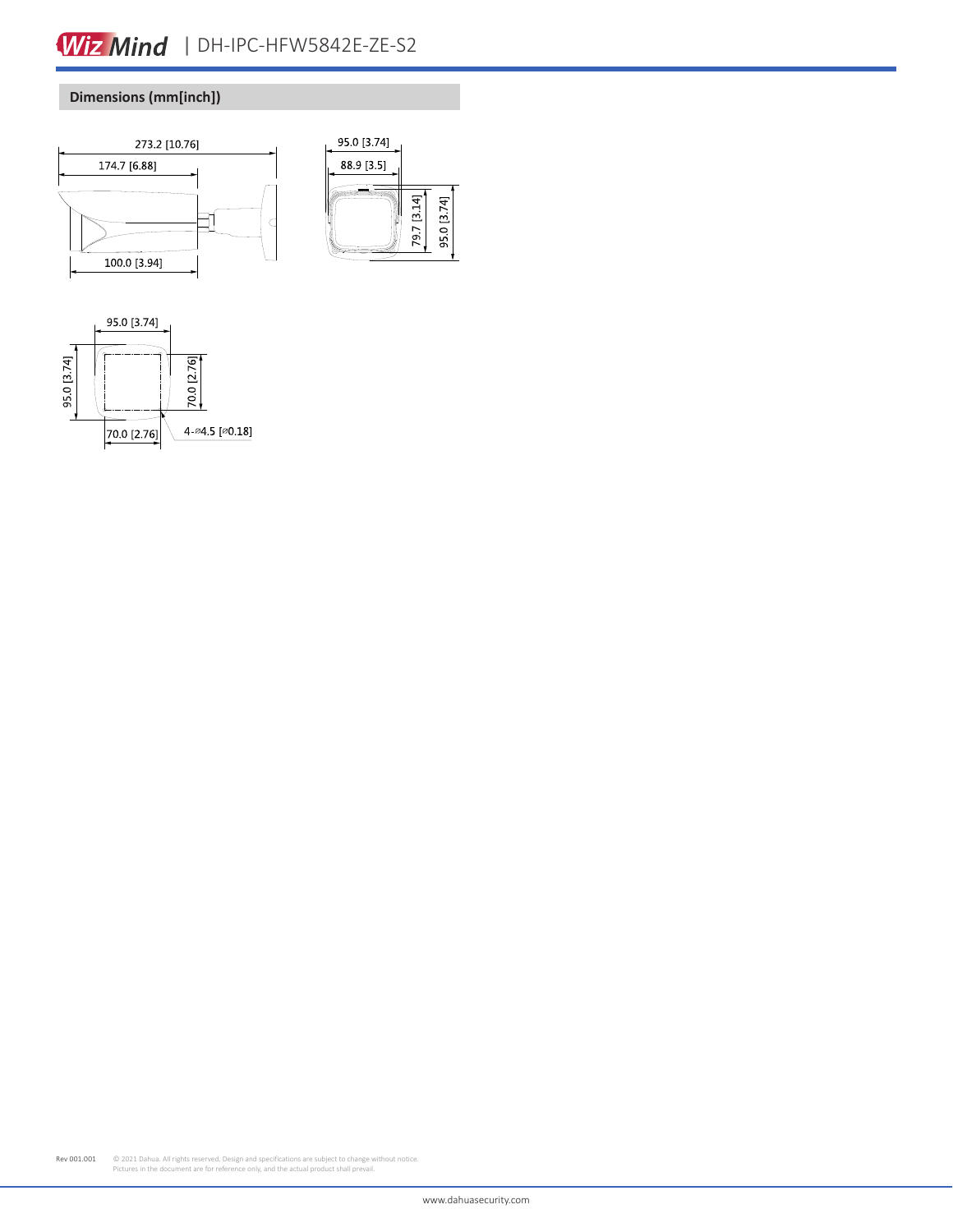## Dimensions (mm[inch])

273.2 [10.76]

174.7 [6.88]

100.0 [3.94]

95.0 [3.74]

88.9 [3.5]

79.7 [3.14]

95.0 [3.74]

95.0 [3.74]

95.0 [3.74]

70.0 [2.76]

70.0 [2.76]

4-⌀4.5 [⌀0.18]

Rev 001.001 © 2021 Dahua. All rights reserved. Design and specifications are subject to change without notice.
Pictures in the document are for reference only, and the actual product shall prevail.

www.dahuasecurity.com